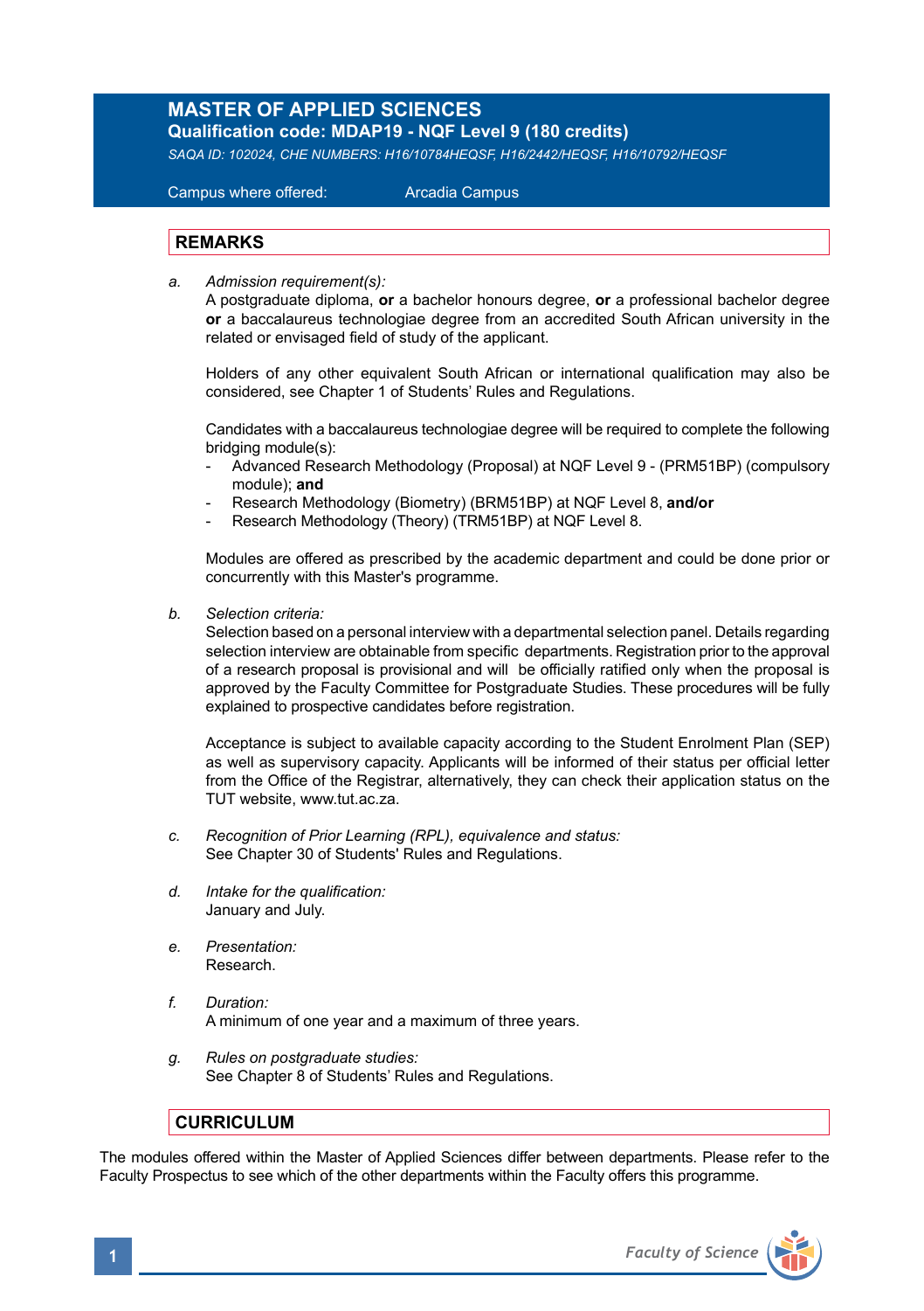# MASTER OF APPLIED SCIENCES

**Qualification code: MDAP19 - NQF Level 9 (180 credits)**

*SAQA ID: 102024, CHE NUMBERS: H16/10784HEQSF, H16/2442/HEQSF, H16/10792/HEQSF*

Campus where offered: Arcadia Campus

## REMARKS

a. *Admission requirement(s):*
A postgraduate diploma, **or** a bachelor honours degree, **or** a professional bachelor degree **or** a baccalaureus technologiae degree from an accredited South African university in the related or envisaged field of study of the applicant.

Holders of any other equivalent South African or international qualification may also be considered, see Chapter 1 of Students' Rules and Regulations.

Candidates with a baccalaureus technologiae degree will be required to complete the following bridging module(s):
- Advanced Research Methodology (Proposal) at NQF Level 9 - (PRM51BP) (compulsory module); **and**
- Research Methodology (Biometry) (BRM51BP) at NQF Level 8, **and/or**
- Research Methodology (Theory) (TRM51BP) at NQF Level 8.

Modules are offered as prescribed by the academic department and could be done prior or concurrently with this Master's programme.

b. *Selection criteria:*
Selection based on a personal interview with a departmental selection panel. Details regarding selection interview are obtainable from specific departments. Registration prior to the approval of a research proposal is provisional and will be officially ratified only when the proposal is approved by the Faculty Committee for Postgraduate Studies. These procedures will be fully explained to prospective candidates before registration.

Acceptance is subject to available capacity according to the Student Enrolment Plan (SEP) as well as supervisory capacity. Applicants will be informed of their status per official letter from the Office of the Registrar, alternatively, they can check their application status on the TUT website, www.tut.ac.za.

c. *Recognition of Prior Learning (RPL), equivalence and status:*
See Chapter 30 of Students' Rules and Regulations.

d. *Intake for the qualification:*
January and July.

e. *Presentation:*
Research.

f. *Duration:*
A minimum of one year and a maximum of three years.

g. *Rules on postgraduate studies:*
See Chapter 8 of Students' Rules and Regulations.

## CURRICULUM

The modules offered within the Master of Applied Sciences differ between departments. Please refer to the Faculty Prospectus to see which of the other departments within the Faculty offers this programme.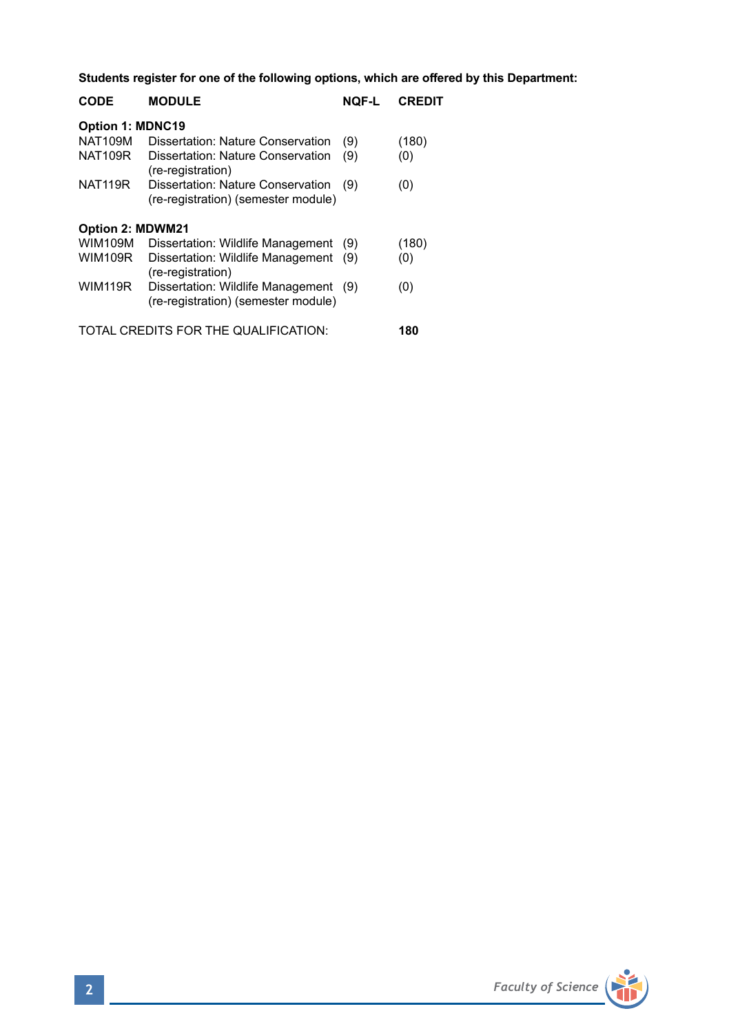**Students register for one of the following options, which are offered by this Department:**

| CODE | MODULE | NQF-L | CREDIT |
|---|---|---|---|
| **Option 1: MDNC19** | | | |
| NAT109M | Dissertation: Nature Conservation | (9) | (180) |
| NAT109R | Dissertation: Nature Conservation (re-registration) | (9) | (0) |
| NAT119R | Dissertation: Nature Conservation (re-registration) (semester module) | (9) | (0) |
| **Option 2: MDWM21** | | | |
| WIM109M | Dissertation: Wildlife Management | (9) | (180) |
| WIM109R | Dissertation: Wildlife Management (re-registration) | (9) | (0) |
| WIM119R | Dissertation: Wildlife Management (re-registration) (semester module) | (9) | (0) |

TOTAL CREDITS FOR THE QUALIFICATION: **180**